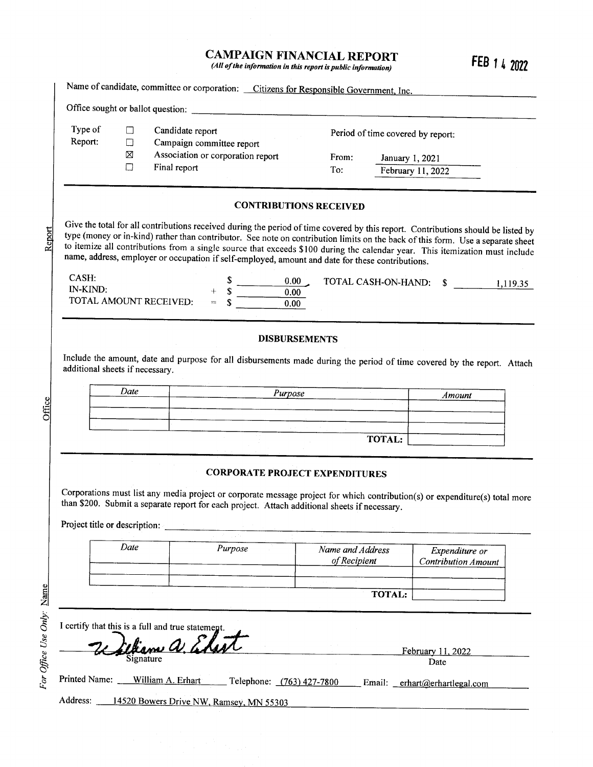# CAMPAIGN FINANCIAL REPORT

*(All of the information in this report is public information)*

FEB 14 2022

Name of candidate, committee or corporation: Citizens for Responsible Government, Inc.

Office sought or ballot question:

Type of Report:
- ☐ Candidate report
- ☐ Campaign committee report
- ☒ Association or corporation report
- ☐ Final report

Period of time covered by report:

From: January 1, 2021
To: February 11, 2022

## CONTRIBUTIONS RECEIVED

Give the total for all contributions received during the period of time covered by this report. Contributions should be listed by type (money or in-kind) rather than contributor. See note on contribution limits on the back of this form. Use a separate sheet to itemize all contributions from a single source that exceeds $100 during the calendar year. This itemization must include name, address, employer or occupation if self-employed, amount and date for these contributions.

| | | |
|---|---|---|
| CASH: | | $ 0.00 |
| IN-KIND: | + | $ 0.00 |
| TOTAL AMOUNT RECEIVED: | = | $ 0.00 |

TOTAL CASH-ON-HAND: $ 1,119.35

## DISBURSEMENTS

Include the amount, date and purpose for all disbursements made during the period of time covered by the report. Attach additional sheets if necessary.

| *Date* | *Purpose* | *Amount* |
|---|---|---|
| | | |
| | | |
| | **TOTAL:** | |

## CORPORATE PROJECT EXPENDITURES

Corporations must list any media project or corporate message project for which contribution(s) or expenditure(s) total more than $200. Submit a separate report for each project. Attach additional sheets if necessary.

Project title or description:

| *Date* | *Purpose* | *Name and Address of Recipient* | *Expenditure or Contribution Amount* |
|---|---|---|---|
| | | | |
| | | | |
| | | **TOTAL:** | |

I certify that this is a full and true statement.

William A. Erhart
Signature

February 11, 2022
Date

Printed Name: William A. Erhart Telephone: (763) 427-7800 Email: erhart@erhartlegal.com

Address: 14520 Bowers Drive NW, Ramsey, MN 55303

*For Office Use Only:* Name ______ Office ______ Report ______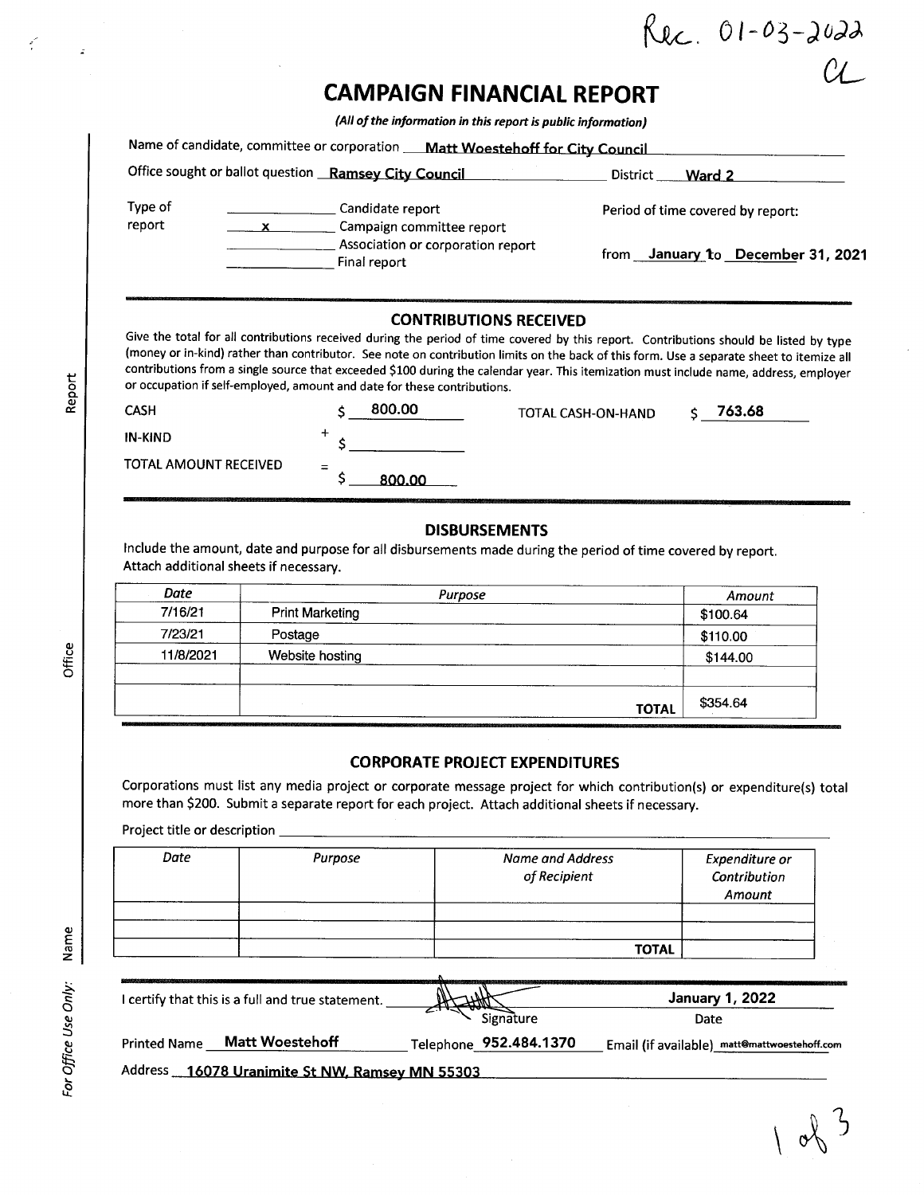Rec. 01-03-2022
CL

# CAMPAIGN FINANCIAL REPORT

*(All of the information in this report is public information)*

Name of candidate, committee or corporation **Matt Woestehoff for City Council**

Office sought or ballot question **Ramsey City Council** District **Ward 2**

Type of report

- ___ Candidate report
- **x** Campaign committee report
- ___ Association or corporation report
- ___ Final report

Period of time covered by report:

from **January 1** to **December 31, 2021**

## CONTRIBUTIONS RECEIVED

Give the total for all contributions received during the period of time covered by this report. Contributions should be listed by type (money or in-kind) rather than contributor. See note on contribution limits on the back of this form. Use a separate sheet to itemize all contributions from a single source that exceeded $100 during the calendar year. This itemization must include name, address, employer or occupation if self-employed, amount and date for these contributions.

CASH $ **800.00**

IN-KIND + $ ______

TOTAL AMOUNT RECEIVED = $ **800.00**

TOTAL CASH-ON-HAND $ **763.68**

## DISBURSEMENTS

Include the amount, date and purpose for all disbursements made during the period of time covered by report. Attach additional sheets if necessary.

| *Date* | *Purpose* | *Amount* |
|---|---|---|
| 7/16/21 | Print Marketing | $100.64 |
| 7/23/21 | Postage | $110.00 |
| 11/8/2021 | Website hosting | $144.00 |
| | | |
| | **TOTAL** | $354.64 |

## CORPORATE PROJECT EXPENDITURES

Corporations must list any media project or corporate message project for which contribution(s) or expenditure(s) total more than $200. Submit a separate report for each project. Attach additional sheets if necessary.

Project title or description ______

| *Date* | *Purpose* | *Name and Address of Recipient* | *Expenditure or Contribution Amount* |
|---|---|---|---|
| | | | |
| | | | |
| | | **TOTAL** | |

I certify that this is a full and true statement. [Signature] Signature **January 1, 2022** Date

Printed Name **Matt Woestehoff** Telephone **952.484.1370** Email (if available) **matt@mattwoestehoff.com**

Address **16078 Uranimite St NW, Ramsey MN 55303**

*For Office Use Only:* Name Office Report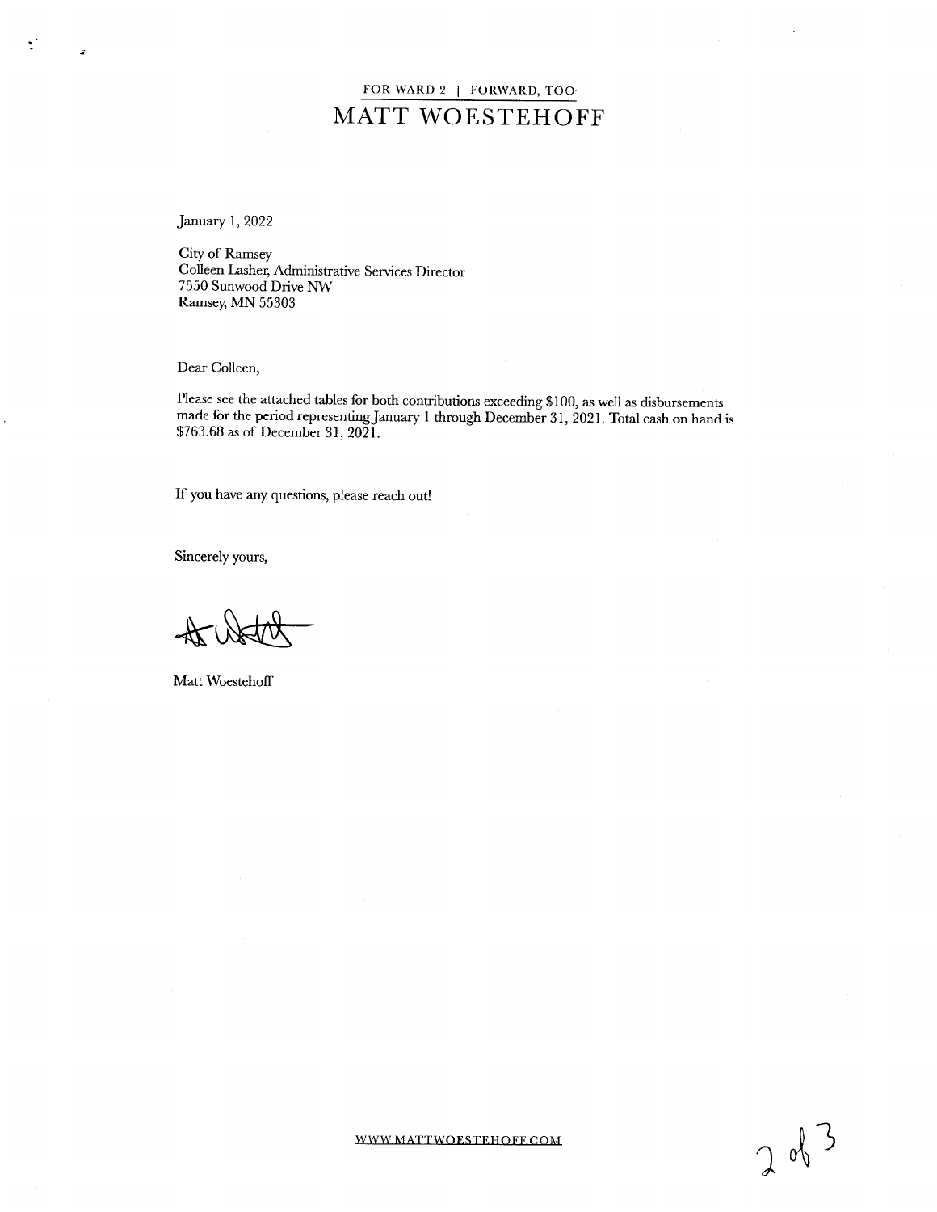FOR WARD 2 | FORWARD, TOO

# MATT WOESTEHOFF

January 1, 2022

City of Ramsey
Colleen Lasher, Administrative Services Director
7550 Sunwood Drive NW
Ramsey, MN 55303

Dear Colleen,

Please see the attached tables for both contributions exceeding $100, as well as disbursements made for the period representing January 1 through December 31, 2021. Total cash on hand is $763.68 as of December 31, 2021.

If you have any questions, please reach out!

Sincerely yours,

Matt Woestehoff

WWW.MATTWOESTEHOFF.COM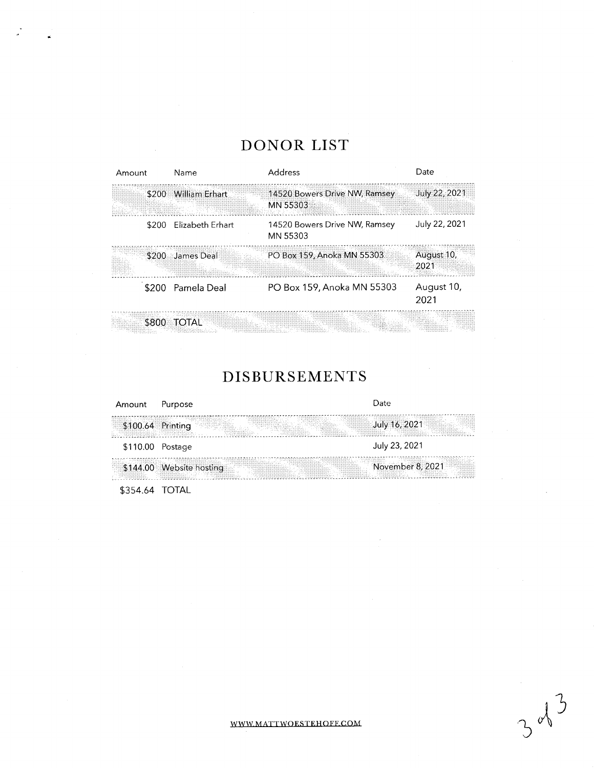# DONOR LIST

| Amount | Name | Address | Date |
| --- | --- | --- | --- |
| $200 | William Erhart | 14520 Bowers Drive NW, Ramsey MN 55303 | July 22, 2021 |
| $200 | Elizabeth Erhart | 14520 Bowers Drive NW, Ramsey MN 55303 | July 22, 2021 |
| $200 | James Deal | PO Box 159, Anoka MN 55303 | August 10, 2021 |
| $200 | Pamela Deal | PO Box 159, Anoka MN 55303 | August 10, 2021 |
| $800 | TOTAL | | |

# DISBURSEMENTS

| Amount | Purpose | Date |
| --- | --- | --- |
| $100.64 | Printing | July 16, 2021 |
| $110.00 | Postage | July 23, 2021 |
| $144.00 | Website hosting | November 8, 2021 |
| $354.64 | TOTAL | |

WWW.MATTWOESTEHOFF.COM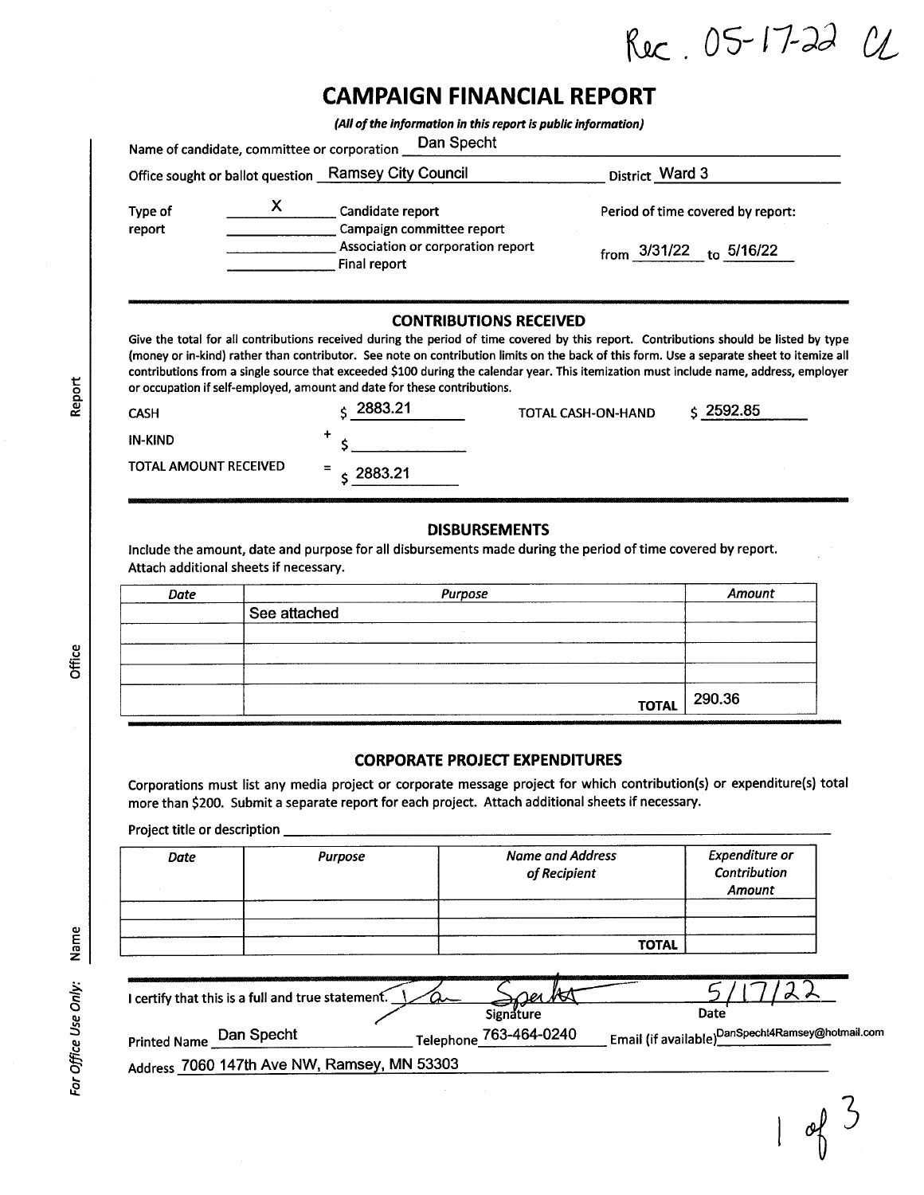Rec. 05-17-22 CL

# CAMPAIGN FINANCIAL REPORT

***(All of the information in this report is public information)***

Name of candidate, committee or corporation: Dan Specht

Office sought or ballot question: Ramsey City Council — District: Ward 3

Type of report:
- X Candidate report
- Campaign committee report
- Association or corporation report
- Final report

Period of time covered by report: from 3/31/22 to 5/16/22

## CONTRIBUTIONS RECEIVED

Give the total for all contributions received during the period of time covered by this report. Contributions should be listed by type (money or in-kind) rather than contributor. See note on contribution limits on the back of this form. Use a separate sheet to itemize all contributions from a single source that exceeded $100 during the calendar year. This itemization must include name, address, employer or occupation if self-employed, amount and date for these contributions.

| | | |
|---|---|---|
| CASH | | $ 2883.21 |
| IN-KIND | + | $ |
| TOTAL AMOUNT RECEIVED | = | $ 2883.21 |

TOTAL CASH-ON-HAND $ 2592.85

## DISBURSEMENTS

Include the amount, date and purpose for all disbursements made during the period of time covered by report. Attach additional sheets if necessary.

| *Date* | *Purpose* | *Amount* |
|---|---|---|
| | See attached | |
| | | |
| | | |
| | | |
| | **TOTAL** | 290.36 |

## CORPORATE PROJECT EXPENDITURES

Corporations must list any media project or corporate message project for which contribution(s) or expenditure(s) total more than $200. Submit a separate report for each project. Attach additional sheets if necessary.

Project title or description ______

| *Date* | *Purpose* | *Name and Address of Recipient* | *Expenditure or Contribution Amount* |
|---|---|---|---|
| | | | |
| | | | |
| | | **TOTAL** | |

I certify that this is a full and true statement. [Signature] Signature — Date: 5/17/22

Printed Name: Dan Specht — Telephone: 763-464-0240 — Email (if available): DanSpecht4Ramsey@hotmail.com

Address: 7060 147th Ave NW, Ramsey, MN 53303

*For Office Use Only:* Name ______ Office ______ Report ______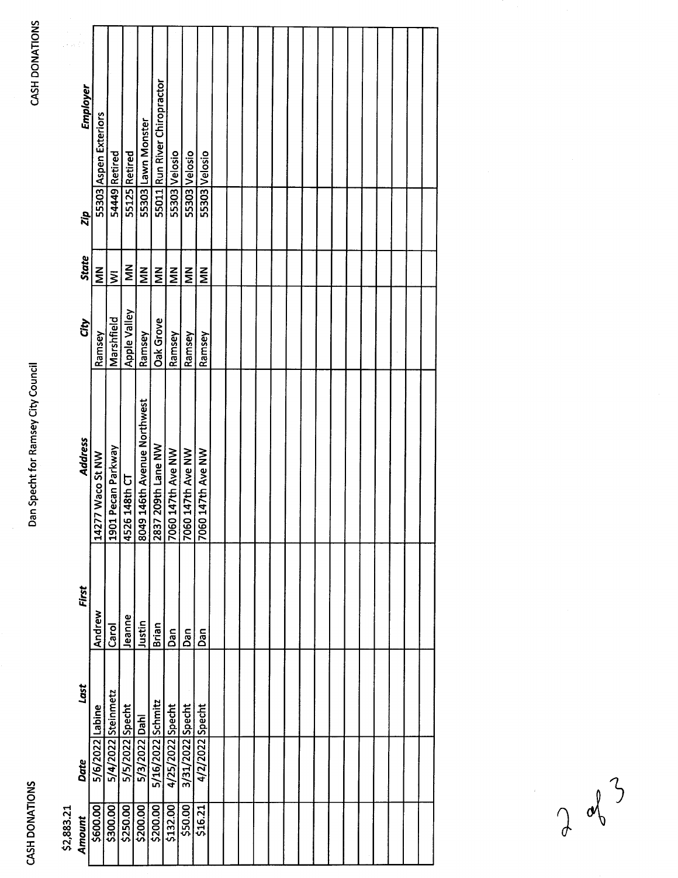CASH DONATIONS

Dan Specht for Ramsey City Council

$2,883.21

| Amount | Date | Last | First | Address | City | State | Zip | Employer |
|---|---|---|---|---|---|---|---|---|
| $600.00 | 5/6/2022 | Labine | Andrew | 14277 Waco St NW | Ramsey | MN | 55303 | Aspen Exteriors |
| $300.00 | 5/4/2022 | Steinmetz | Carol | 1901 Pecan Parkway | Marshfield | WI | 54449 | Retired |
| $250.00 | 5/5/2022 | Specht | Jeanne | 4526 148th CT | Apple Valley | MN | 55125 | Retired |
| $200.00 | 5/3/2022 | Dahl | Justin | 8049 146th Avenue Northwest | Ramsey | MN | 55303 | Lawn Monster |
| $200.00 | 5/16/2022 | Schmitz | Brian | 2837 209th Lane NW | Oak Grove | MN | 55011 | Run River Chiropractor |
| $132.00 | 4/25/2022 | Specht | Dan | 7060 147th Ave NW | Ramsey | MN | 55303 | Velosio |
| $50.00 | 3/31/2022 | Specht | Dan | 7060 147th Ave NW | Ramsey | MN | 55303 | Velosio |
| $16.21 | 4/2/2022 | Specht | Dan | 7060 147th Ave NW | Ramsey | MN | 55303 | Velosio |
| | | | | | | | | |
| | | | | | | | | |
| | | | | | | | | |
| | | | | | | | | |
| | | | | | | | | |
| | | | | | | | | |
| | | | | | | | | |
| | | | | | | | | |
| | | | | | | | | |
| | | | | | | | | |
| | | | | | | | | |
| | | | | | | | | |
| | | | | | | | | |
| | | | | | | | | |
| | | | | | | | | |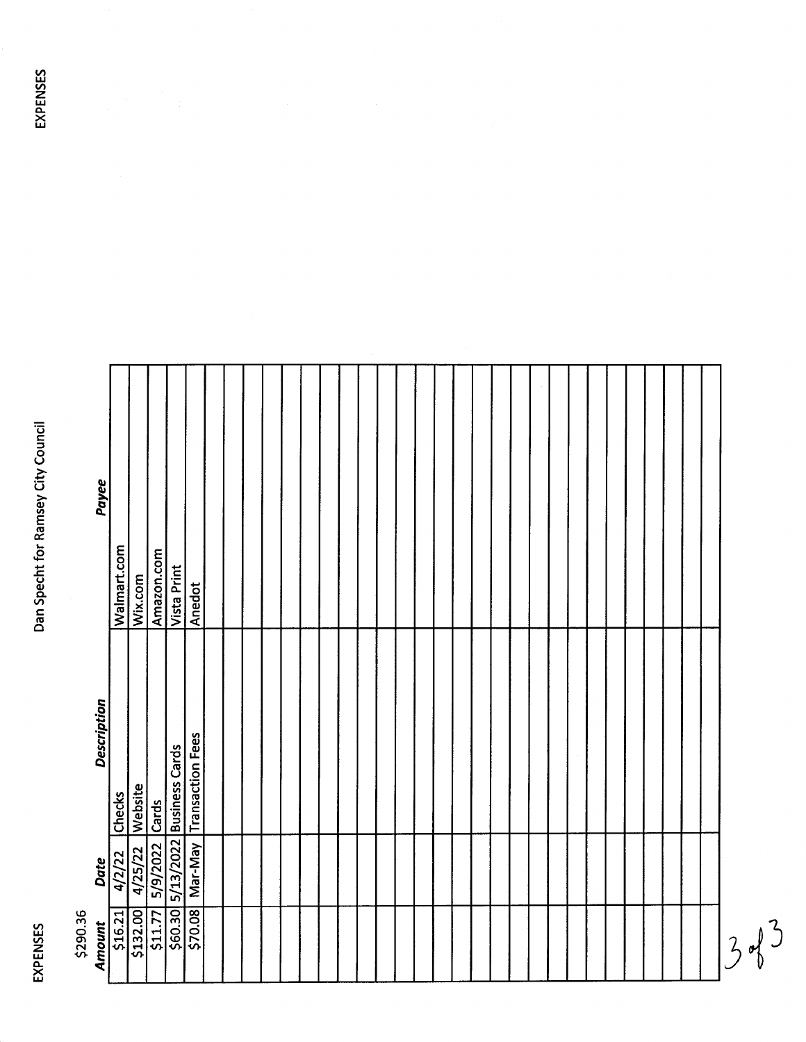# Dan Specht for Ramsey City Council

## EXPENSES

$290.36

| Amount | Date | Description | Payee |
|---|---|---|---|
| $16.21 | 4/2/22 | Checks | Walmart.com |
| $132.00 | 4/25/22 | Website | Wix.com |
| $11.77 | 5/9/2022 | Cards | Amazon.com |
| $60.30 | 5/13/2022 | Business Cards | Vista Print |
| $70.08 | Mar-May | Transaction Fees | Anedot |